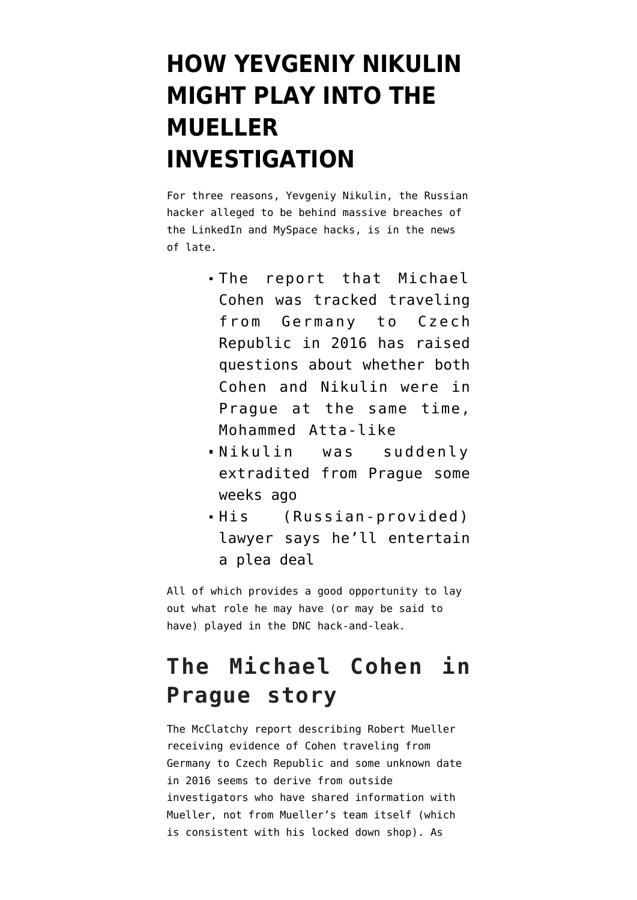# HOW YEVGENIY NIKULIN MIGHT PLAY INTO THE MUELLER INVESTIGATION

For three reasons, Yevgeniy Nikulin, the Russian hacker alleged to be behind massive breaches of the LinkedIn and MySpace hacks, is in the news of late.

- The report that Michael Cohen was tracked traveling from Germany to Czech Republic in 2016 has raised questions about whether both Cohen and Nikulin were in Prague at the same time, Mohammed Atta-like
- Nikulin was suddenly extradited from Prague some weeks ago
- His (Russian-provided) lawyer says he'll entertain a plea deal

All of which provides a good opportunity to lay out what role he may have (or may be said to have) played in the DNC hack-and-leak.

## The Michael Cohen in Prague story

The McClatchy report describing Robert Mueller receiving evidence of Cohen traveling from Germany to Czech Republic and some unknown date in 2016 seems to derive from outside investigators who have shared information with Mueller, not from Mueller's team itself (which is consistent with his locked down shop). As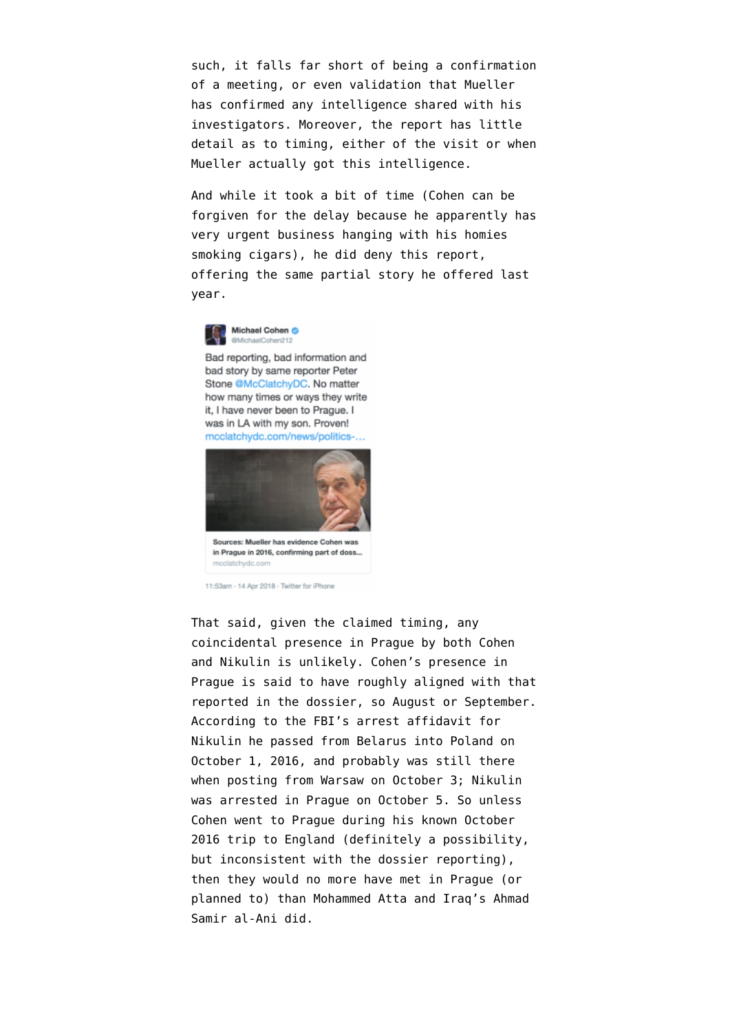such, it falls far short of being a confirmation of a meeting, or even validation that Mueller has confirmed any intelligence shared with his investigators. Moreover, the report has little detail as to timing, either of the visit or when Mueller actually got this intelligence.

And while it took a bit of time (Cohen can be forgiven for the delay because he apparently has very urgent business hanging with his homies smoking cigars), he did deny this report, offering the same partial story he offered last year.

> **Michael Cohen** @MichaelCohen212
>
> Bad reporting, bad information and bad story by same reporter Peter Stone @McClatchyDC. No matter how many times or ways they write it, I have never been to Prague. I was in LA with my son. Proven! mcclatchydc.com/news/politics-…
>
> Sources: Mueller has evidence Cohen was in Prague in 2016, confirming part of doss…
> mcclatchydc.com
>
> 11:53am - 14 Apr 2018 - Twitter for iPhone

That said, given the claimed timing, any coincidental presence in Prague by both Cohen and Nikulin is unlikely. Cohen's presence in Prague is said to have roughly aligned with that reported in the dossier, so August or September. According to the FBI's arrest affidavit for Nikulin he passed from Belarus into Poland on October 1, 2016, and probably was still there when posting from Warsaw on October 3; Nikulin was arrested in Prague on October 5. So unless Cohen went to Prague during his known October 2016 trip to England (definitely a possibility, but inconsistent with the dossier reporting), then they would no more have met in Prague (or planned to) than Mohammed Atta and Iraq's Ahmad Samir al-Ani did.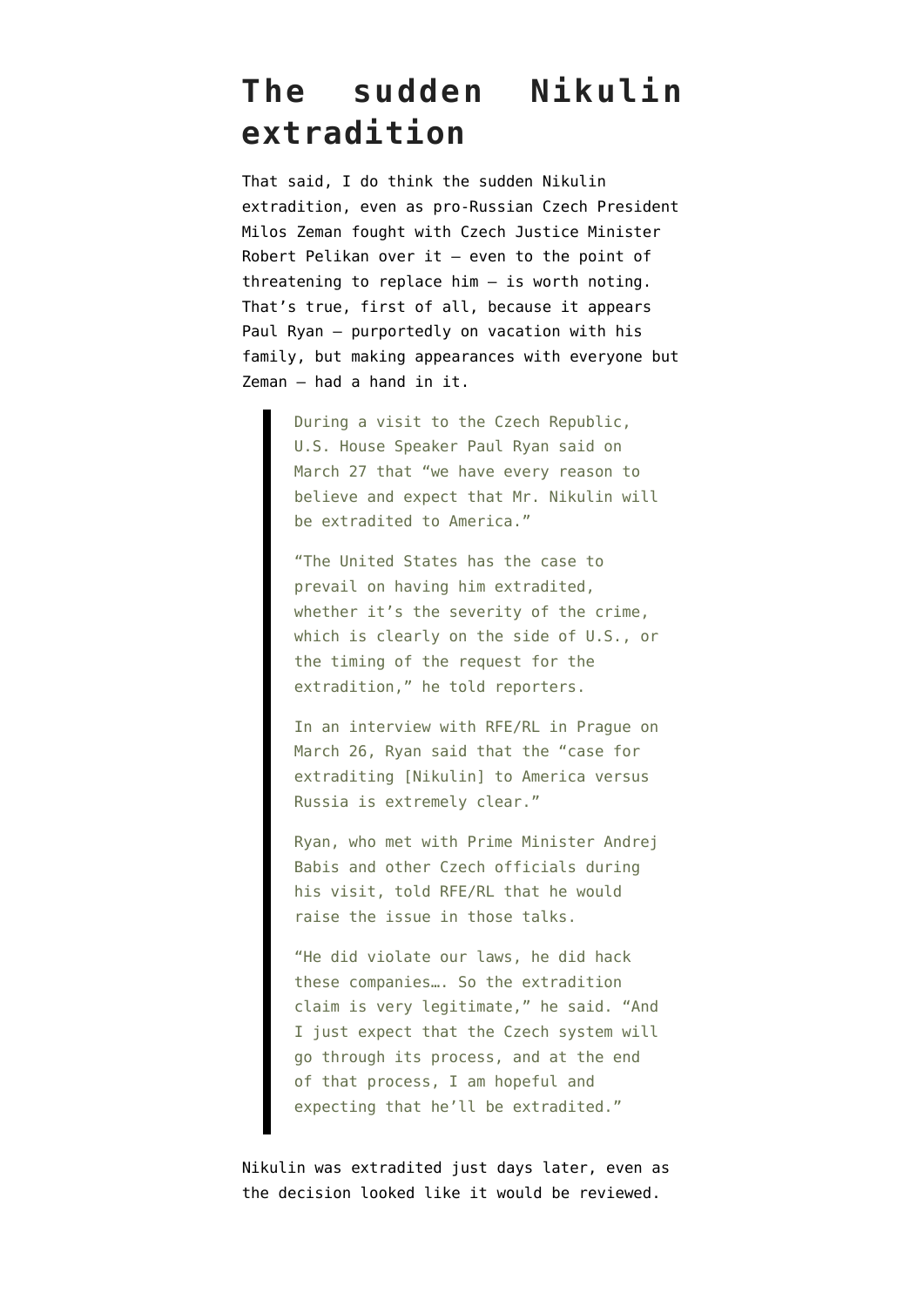# The sudden Nikulin extradition

That said, I do think the sudden Nikulin extradition, even as pro-Russian Czech President Milos Zeman fought with Czech Justice Minister Robert Pelikan over it — even to the point of threatening to replace him — is worth noting. That's true, first of all, because it appears Paul Ryan — purportedly on vacation with his family, but making appearances with everyone but Zeman — had a hand in it.

> During a visit to the Czech Republic, U.S. House Speaker Paul Ryan said on March 27 that "we have every reason to believe and expect that Mr. Nikulin will be extradited to America."
>
> "The United States has the case to prevail on having him extradited, whether it's the severity of the crime, which is clearly on the side of U.S., or the timing of the request for the extradition," he told reporters.
>
> In an interview with RFE/RL in Prague on March 26, Ryan said that the "case for extraditing [Nikulin] to America versus Russia is extremely clear."
>
> Ryan, who met with Prime Minister Andrej Babis and other Czech officials during his visit, told RFE/RL that he would raise the issue in those talks.
>
> "He did violate our laws, he did hack these companies…. So the extradition claim is very legitimate," he said. "And I just expect that the Czech system will go through its process, and at the end of that process, I am hopeful and expecting that he'll be extradited."

Nikulin was extradited just days later, even as the decision looked like it would be reviewed.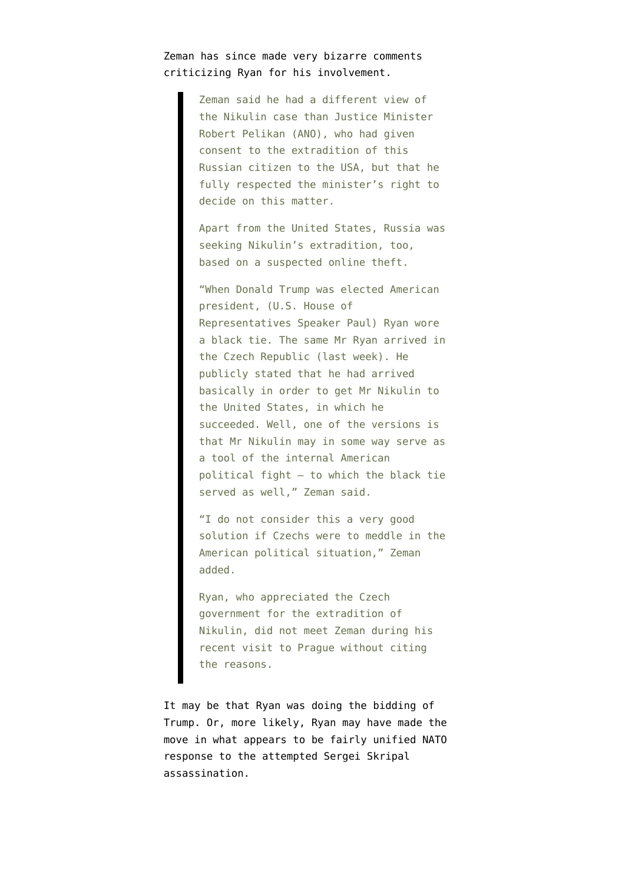Zeman has since made very bizarre comments criticizing Ryan for his involvement.

> Zeman said he had a different view of the Nikulin case than Justice Minister Robert Pelikan (ANO), who had given consent to the extradition of this Russian citizen to the USA, but that he fully respected the minister's right to decide on this matter.
>
> Apart from the United States, Russia was seeking Nikulin's extradition, too, based on a suspected online theft.
>
> "When Donald Trump was elected American president, (U.S. House of Representatives Speaker Paul) Ryan wore a black tie. The same Mr Ryan arrived in the Czech Republic (last week). He publicly stated that he had arrived basically in order to get Mr Nikulin to the United States, in which he succeeded. Well, one of the versions is that Mr Nikulin may in some way serve as a tool of the internal American political fight – to which the black tie served as well," Zeman said.
>
> "I do not consider this a very good solution if Czechs were to meddle in the American political situation," Zeman added.
>
> Ryan, who appreciated the Czech government for the extradition of Nikulin, did not meet Zeman during his recent visit to Prague without citing the reasons.

It may be that Ryan was doing the bidding of Trump. Or, more likely, Ryan may have made the move in what appears to be fairly unified NATO response to the attempted Sergei Skripal assassination.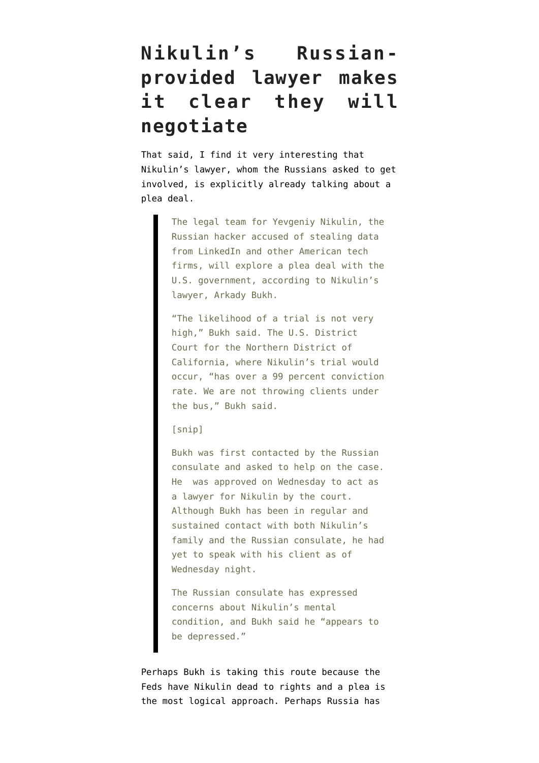# Nikulin's Russian-provided lawyer makes it clear they will negotiate

That said, I find it very interesting that Nikulin's lawyer, whom the Russians asked to get involved, is explicitly already talking about a plea deal.

> The legal team for Yevgeniy Nikulin, the Russian hacker accused of stealing data from LinkedIn and other American tech firms, will explore a plea deal with the U.S. government, according to Nikulin's lawyer, Arkady Bukh.
>
> "The likelihood of a trial is not very high," Bukh said. The U.S. District Court for the Northern District of California, where Nikulin's trial would occur, "has over a 99 percent conviction rate. We are not throwing clients under the bus," Bukh said.
>
> [snip]
>
> Bukh was first contacted by the Russian consulate and asked to help on the case. He was approved on Wednesday to act as a lawyer for Nikulin by the court. Although Bukh has been in regular and sustained contact with both Nikulin's family and the Russian consulate, he had yet to speak with his client as of Wednesday night.
>
> The Russian consulate has expressed concerns about Nikulin's mental condition, and Bukh said he "appears to be depressed."

Perhaps Bukh is taking this route because the Feds have Nikulin dead to rights and a plea is the most logical approach. Perhaps Russia has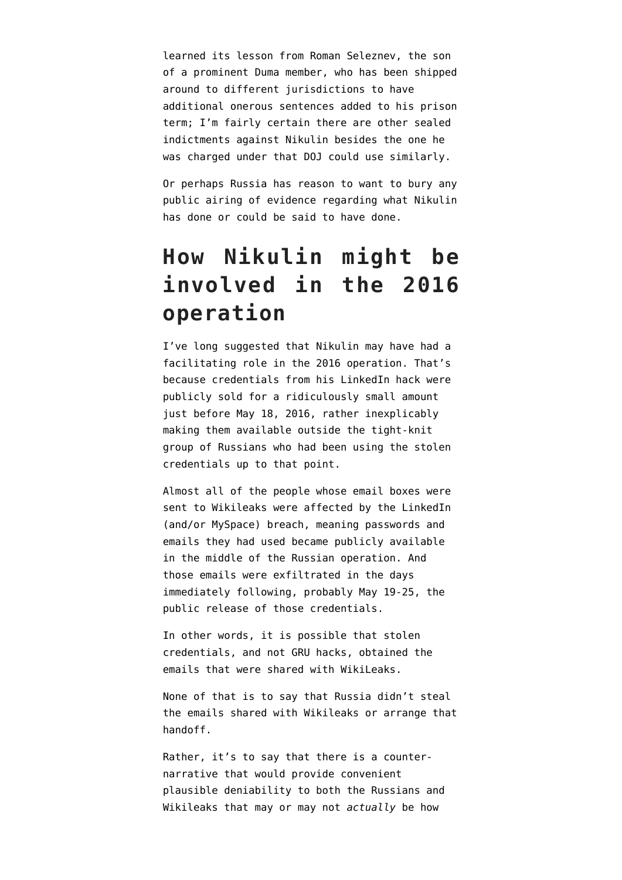learned its lesson from Roman Seleznev, the son of a prominent Duma member, who has been shipped around to different jurisdictions to have additional onerous sentences added to his prison term; I'm fairly certain there are other sealed indictments against Nikulin besides the one he was charged under that DOJ could use similarly.

Or perhaps Russia has reason to want to bury any public airing of evidence regarding what Nikulin has done or could be said to have done.

## How Nikulin might be involved in the 2016 operation

I've long suggested that Nikulin may have had a facilitating role in the 2016 operation. That's because credentials from his LinkedIn hack were publicly sold for a ridiculously small amount just before May 18, 2016, rather inexplicably making them available outside the tight-knit group of Russians who had been using the stolen credentials up to that point.

Almost all of the people whose email boxes were sent to Wikileaks were affected by the LinkedIn (and/or MySpace) breach, meaning passwords and emails they had used became publicly available in the middle of the Russian operation. And those emails were exfiltrated in the days immediately following, probably May 19-25, the public release of those credentials.

In other words, it is possible that stolen credentials, and not GRU hacks, obtained the emails that were shared with WikiLeaks.

None of that is to say that Russia didn't steal the emails shared with Wikileaks or arrange that handoff.

Rather, it's to say that there is a counter-narrative that would provide convenient plausible deniability to both the Russians and Wikileaks that may or may not *actually* be how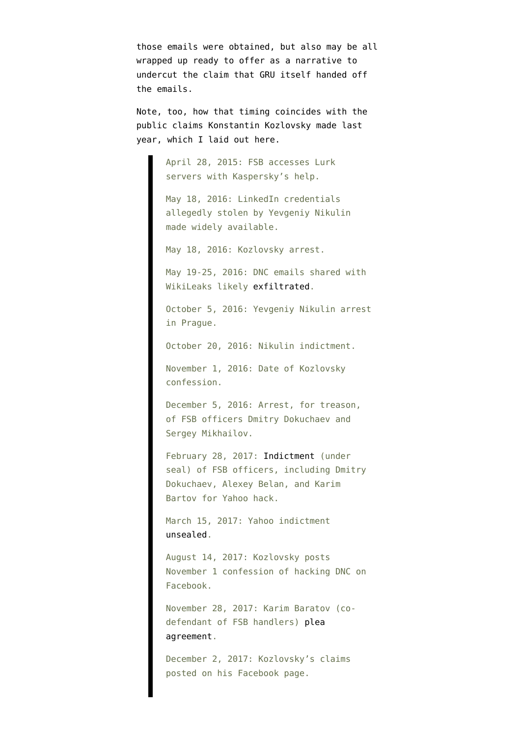those emails were obtained, but also may be all wrapped up ready to offer as a narrative to undercut the claim that GRU itself handed off the emails.

Note, too, how that timing coincides with the public claims Konstantin Kozlovsky made last year, which I laid out here.

> April 28, 2015: FSB accesses Lurk servers with Kaspersky's help.
>
> May 18, 2016: LinkedIn credentials allegedly stolen by Yevgeniy Nikulin made widely available.
>
> May 18, 2016: Kozlovsky arrest.
>
> May 19-25, 2016: DNC emails shared with WikiLeaks likely exfiltrated.
>
> October 5, 2016: Yevgeniy Nikulin arrest in Prague.
>
> October 20, 2016: Nikulin indictment.
>
> November 1, 2016: Date of Kozlovsky confession.
>
> December 5, 2016: Arrest, for treason, of FSB officers Dmitry Dokuchaev and Sergey Mikhailov.
>
> February 28, 2017: Indictment (under seal) of FSB officers, including Dmitry Dokuchaev, Alexey Belan, and Karim Bartov for Yahoo hack.
>
> March 15, 2017: Yahoo indictment unsealed.
>
> August 14, 2017: Kozlovsky posts November 1 confession of hacking DNC on Facebook.
>
> November 28, 2017: Karim Baratov (co-defendant of FSB handlers) plea agreement.
>
> December 2, 2017: Kozlovsky's claims posted on his Facebook page.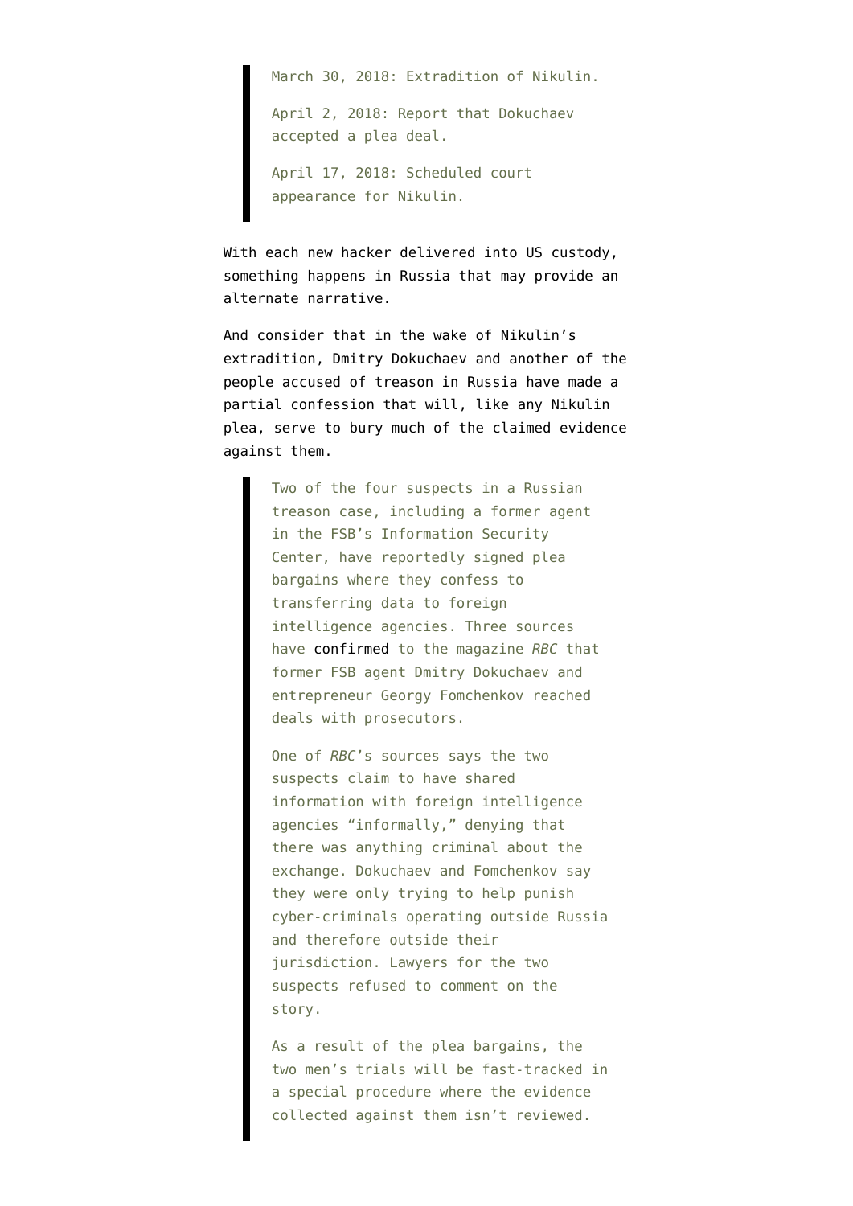> March 30, 2018: Extradition of Nikulin.
>
> April 2, 2018: Report that Dokuchaev accepted a plea deal.
>
> April 17, 2018: Scheduled court appearance for Nikulin.

With each new hacker delivered into US custody, something happens in Russia that may provide an alternate narrative.

And consider that in the wake of Nikulin's extradition, Dmitry Dokuchaev and another of the people accused of treason in Russia have made a partial confession that will, like any Nikulin plea, serve to bury much of the claimed evidence against them.

> Two of the four suspects in a Russian treason case, including a former agent in the FSB's Information Security Center, have reportedly signed plea bargains where they confess to transferring data to foreign intelligence agencies. Three sources have confirmed to the magazine *RBC* that former FSB agent Dmitry Dokuchaev and entrepreneur Georgy Fomchenkov reached deals with prosecutors.
>
> One of *RBC*'s sources says the two suspects claim to have shared information with foreign intelligence agencies "informally," denying that there was anything criminal about the exchange. Dokuchaev and Fomchenkov say they were only trying to help punish cyber-criminals operating outside Russia and therefore outside their jurisdiction. Lawyers for the two suspects refused to comment on the story.
>
> As a result of the plea bargains, the two men's trials will be fast-tracked in a special procedure where the evidence collected against them isn't reviewed.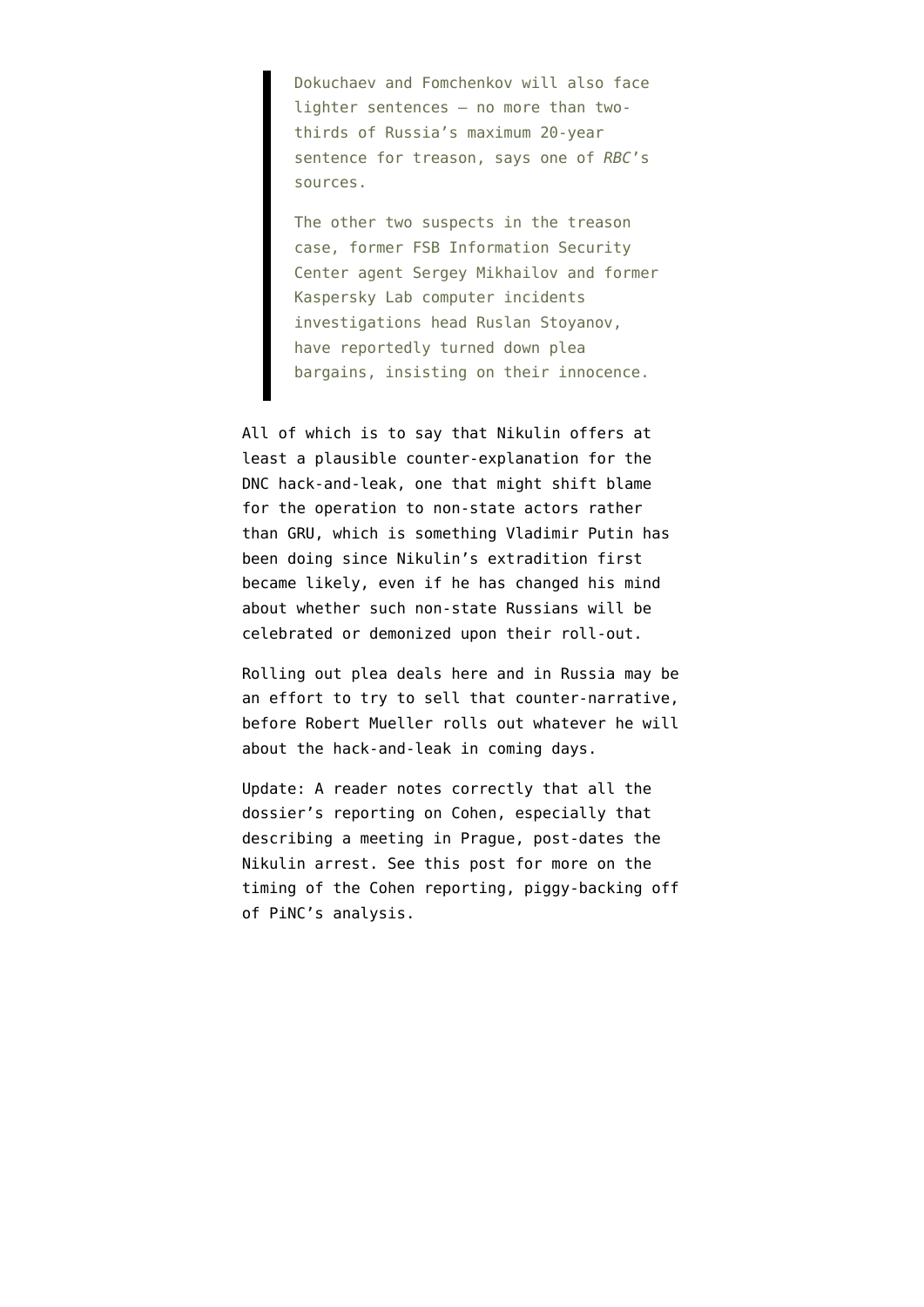> Dokuchaev and Fomchenkov will also face lighter sentences — no more than two-thirds of Russia's maximum 20-year sentence for treason, says one of *RBC*'s sources.
>
> The other two suspects in the treason case, former FSB Information Security Center agent Sergey Mikhailov and former Kaspersky Lab computer incidents investigations head Ruslan Stoyanov, have reportedly turned down plea bargains, insisting on their innocence.

All of which is to say that Nikulin offers at least a plausible counter-explanation for the DNC hack-and-leak, one that might shift blame for the operation to non-state actors rather than GRU, which is something Vladimir Putin has been doing since Nikulin's extradition first became likely, even if he has changed his mind about whether such non-state Russians will be celebrated or demonized upon their roll-out.

Rolling out plea deals here and in Russia may be an effort to try to sell that counter-narrative, before Robert Mueller rolls out whatever he will about the hack-and-leak in coming days.

Update: A reader notes correctly that all the dossier's reporting on Cohen, especially that describing a meeting in Prague, post-dates the Nikulin arrest. See this post for more on the timing of the Cohen reporting, piggy-backing off of PiNC's analysis.